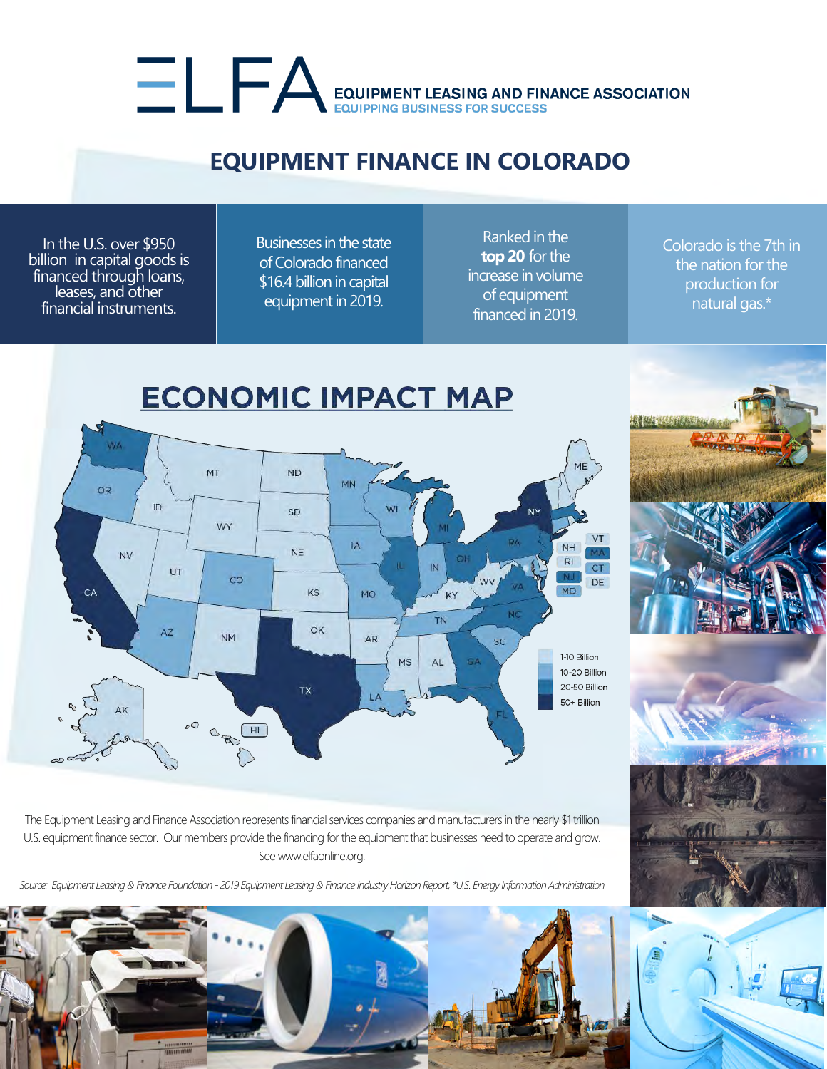EQUIPMENT LEASING AND FINANCE ASSOCIATION
EQUIPPING BUSINESS FOR SUCCESS

# EQUIPMENT FINANCE IN COLORADO

In the U.S. over $950 billion in capital goods is financed through loans, leases, and other financial instruments.

Businesses in the state of Colorado financed $16.4 billion in capital equipment in 2019.

Ranked in the **top 20** for the increase in volume of equipment financed in 2019.

Colorado is the 7th in the nation for the production for natural gas.*

## ECONOMIC IMPACT MAP

- 1-10 Billion
- 10-20 Billion
- 20-50 Billion
- 50+ Billion

The Equipment Leasing and Finance Association represents financial services companies and manufacturers in the nearly $1 trillion U.S. equipment finance sector. Our members provide the financing for the equipment that businesses need to operate and grow. See www.elfaonline.org.

*Source: Equipment Leasing & Finance Foundation - 2019 Equipment Leasing & Finance Industry Horizon Report, *U.S. Energy Information Administration*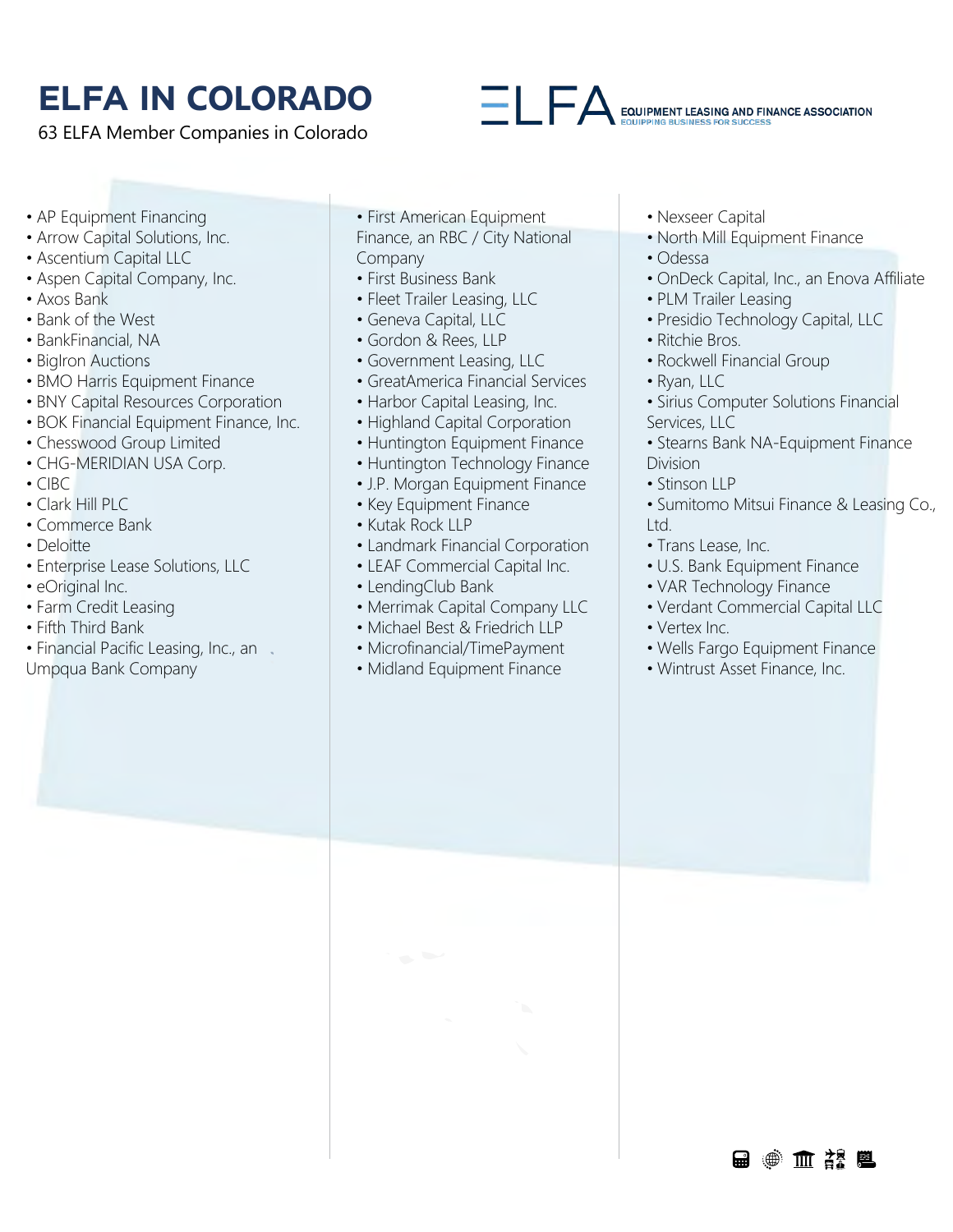# ELFA IN COLORADO

63 ELFA Member Companies in Colorado

ELFA EQUIPMENT LEASING AND FINANCE ASSOCIATION
EQUIPPING BUSINESS FOR SUCCESS

- AP Equipment Financing
- Arrow Capital Solutions, Inc.
- Ascentium Capital LLC
- Aspen Capital Company, Inc.
- Axos Bank
- Bank of the West
- BankFinancial, NA
- BigIron Auctions
- BMO Harris Equipment Finance
- BNY Capital Resources Corporation
- BOK Financial Equipment Finance, Inc.
- Chesswood Group Limited
- CHG-MERIDIAN USA Corp.
- CIBC
- Clark Hill PLC
- Commerce Bank
- Deloitte
- Enterprise Lease Solutions, LLC
- eOriginal Inc.
- Farm Credit Leasing
- Fifth Third Bank
- Financial Pacific Leasing, Inc., an Umpqua Bank Company
- First American Equipment Finance, an RBC / City National Company
- First Business Bank
- Fleet Trailer Leasing, LLC
- Geneva Capital, LLC
- Gordon & Rees, LLP
- Government Leasing, LLC
- GreatAmerica Financial Services
- Harbor Capital Leasing, Inc.
- Highland Capital Corporation
- Huntington Equipment Finance
- Huntington Technology Finance
- J.P. Morgan Equipment Finance
- Key Equipment Finance
- Kutak Rock LLP
- Landmark Financial Corporation
- LEAF Commercial Capital Inc.
- LendingClub Bank
- Merrimak Capital Company LLC
- Michael Best & Friedrich LLP
- Microfinancial/TimePayment
- Midland Equipment Finance
- Nexseer Capital
- North Mill Equipment Finance
- Odessa
- OnDeck Capital, Inc., an Enova Affiliate
- PLM Trailer Leasing
- Presidio Technology Capital, LLC
- Ritchie Bros.
- Rockwell Financial Group
- Ryan, LLC
- Sirius Computer Solutions Financial Services, LLC
- Stearns Bank NA-Equipment Finance Division
- Stinson LLP
- Sumitomo Mitsui Finance & Leasing Co., Ltd.
- Trans Lease, Inc.
- U.S. Bank Equipment Finance
- VAR Technology Finance
- Verdant Commercial Capital LLC
- Vertex Inc.
- Wells Fargo Equipment Finance
- Wintrust Asset Finance, Inc.